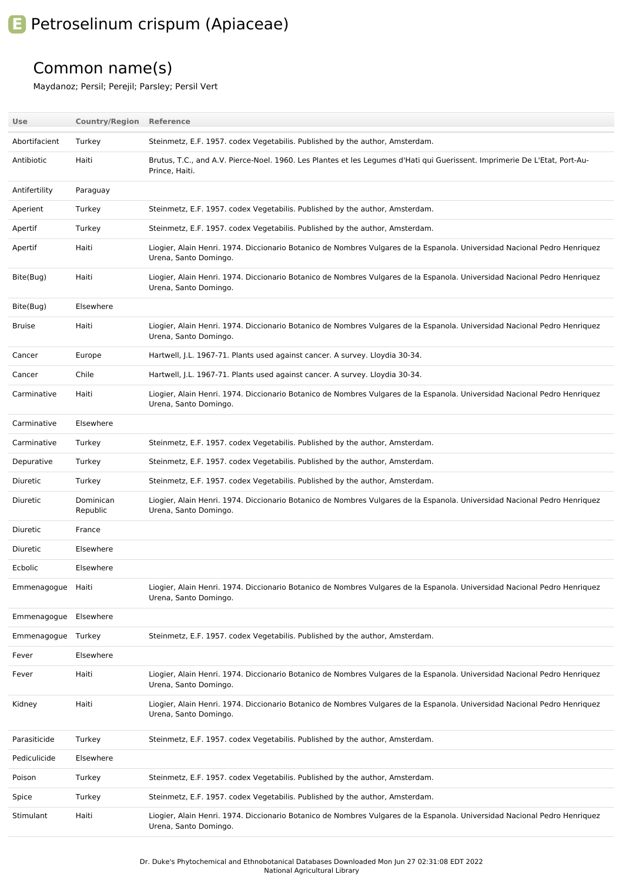# E Petroselinum crispum (Apiaceae)

## Common name(s)

Maydanoz; Persil; Perejil; Parsley; Persil Vert

| Use | Country/Region | Reference |
|---|---|---|
| Abortifacient | Turkey | Steinmetz, E.F. 1957. codex Vegetabilis. Published by the author, Amsterdam. |
| Antibiotic | Haiti | Brutus, T.C., and A.V. Pierce-Noel. 1960. Les Plantes et les Legumes d'Hati qui Guerissent. Imprimerie De L'Etat, Port-Au-Prince, Haiti. |
| Antifertility | Paraguay | |
| Aperient | Turkey | Steinmetz, E.F. 1957. codex Vegetabilis. Published by the author, Amsterdam. |
| Apertif | Turkey | Steinmetz, E.F. 1957. codex Vegetabilis. Published by the author, Amsterdam. |
| Apertif | Haiti | Liogier, Alain Henri. 1974. Diccionario Botanico de Nombres Vulgares de la Espanola. Universidad Nacional Pedro Henriquez Urena, Santo Domingo. |
| Bite(Bug) | Haiti | Liogier, Alain Henri. 1974. Diccionario Botanico de Nombres Vulgares de la Espanola. Universidad Nacional Pedro Henriquez Urena, Santo Domingo. |
| Bite(Bug) | Elsewhere | |
| Bruise | Haiti | Liogier, Alain Henri. 1974. Diccionario Botanico de Nombres Vulgares de la Espanola. Universidad Nacional Pedro Henriquez Urena, Santo Domingo. |
| Cancer | Europe | Hartwell, J.L. 1967-71. Plants used against cancer. A survey. Lloydia 30-34. |
| Cancer | Chile | Hartwell, J.L. 1967-71. Plants used against cancer. A survey. Lloydia 30-34. |
| Carminative | Haiti | Liogier, Alain Henri. 1974. Diccionario Botanico de Nombres Vulgares de la Espanola. Universidad Nacional Pedro Henriquez Urena, Santo Domingo. |
| Carminative | Elsewhere | |
| Carminative | Turkey | Steinmetz, E.F. 1957. codex Vegetabilis. Published by the author, Amsterdam. |
| Depurative | Turkey | Steinmetz, E.F. 1957. codex Vegetabilis. Published by the author, Amsterdam. |
| Diuretic | Turkey | Steinmetz, E.F. 1957. codex Vegetabilis. Published by the author, Amsterdam. |
| Diuretic | Dominican Republic | Liogier, Alain Henri. 1974. Diccionario Botanico de Nombres Vulgares de la Espanola. Universidad Nacional Pedro Henriquez Urena, Santo Domingo. |
| Diuretic | France | |
| Diuretic | Elsewhere | |
| Ecbolic | Elsewhere | |
| Emmenagogue | Haiti | Liogier, Alain Henri. 1974. Diccionario Botanico de Nombres Vulgares de la Espanola. Universidad Nacional Pedro Henriquez Urena, Santo Domingo. |
| Emmenagogue | Elsewhere | |
| Emmenagogue | Turkey | Steinmetz, E.F. 1957. codex Vegetabilis. Published by the author, Amsterdam. |
| Fever | Elsewhere | |
| Fever | Haiti | Liogier, Alain Henri. 1974. Diccionario Botanico de Nombres Vulgares de la Espanola. Universidad Nacional Pedro Henriquez Urena, Santo Domingo. |
| Kidney | Haiti | Liogier, Alain Henri. 1974. Diccionario Botanico de Nombres Vulgares de la Espanola. Universidad Nacional Pedro Henriquez Urena, Santo Domingo. |
| Parasiticide | Turkey | Steinmetz, E.F. 1957. codex Vegetabilis. Published by the author, Amsterdam. |
| Pediculicide | Elsewhere | |
| Poison | Turkey | Steinmetz, E.F. 1957. codex Vegetabilis. Published by the author, Amsterdam. |
| Spice | Turkey | Steinmetz, E.F. 1957. codex Vegetabilis. Published by the author, Amsterdam. |
| Stimulant | Haiti | Liogier, Alain Henri. 1974. Diccionario Botanico de Nombres Vulgares de la Espanola. Universidad Nacional Pedro Henriquez Urena, Santo Domingo. |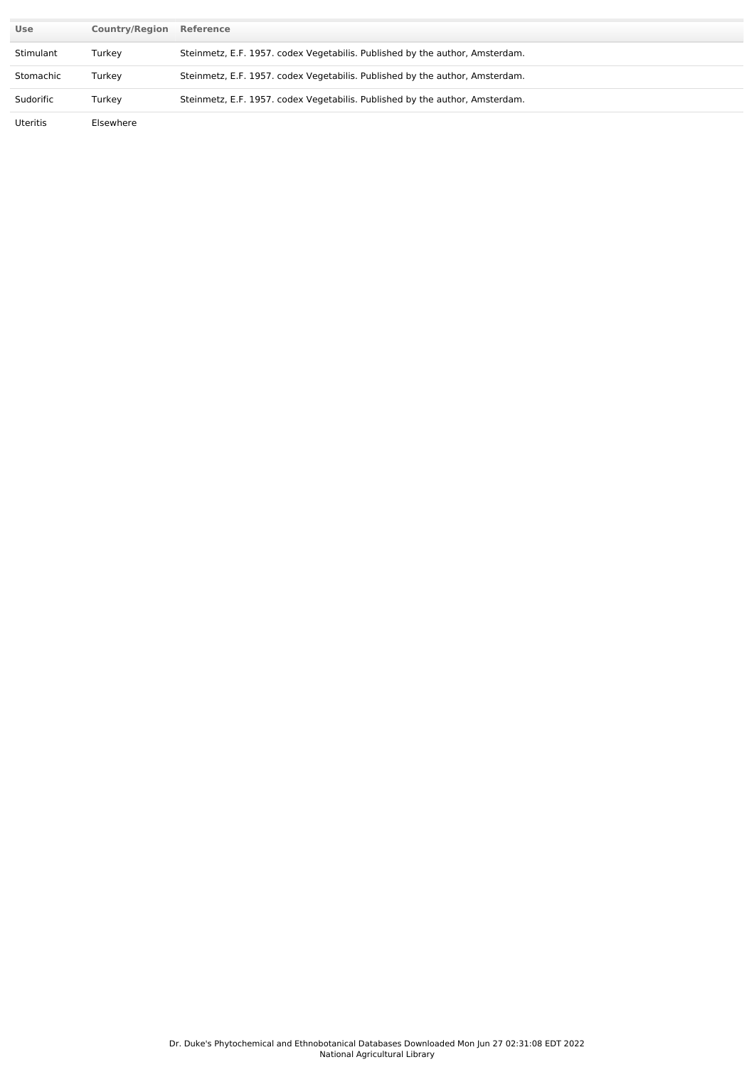| Use | Country/Region | Reference |
|---|---|---|
| Stimulant | Turkey | Steinmetz, E.F. 1957. codex Vegetabilis. Published by the author, Amsterdam. |
| Stomachic | Turkey | Steinmetz, E.F. 1957. codex Vegetabilis. Published by the author, Amsterdam. |
| Sudorific | Turkey | Steinmetz, E.F. 1957. codex Vegetabilis. Published by the author, Amsterdam. |
| Uteritis | Elsewhere | |